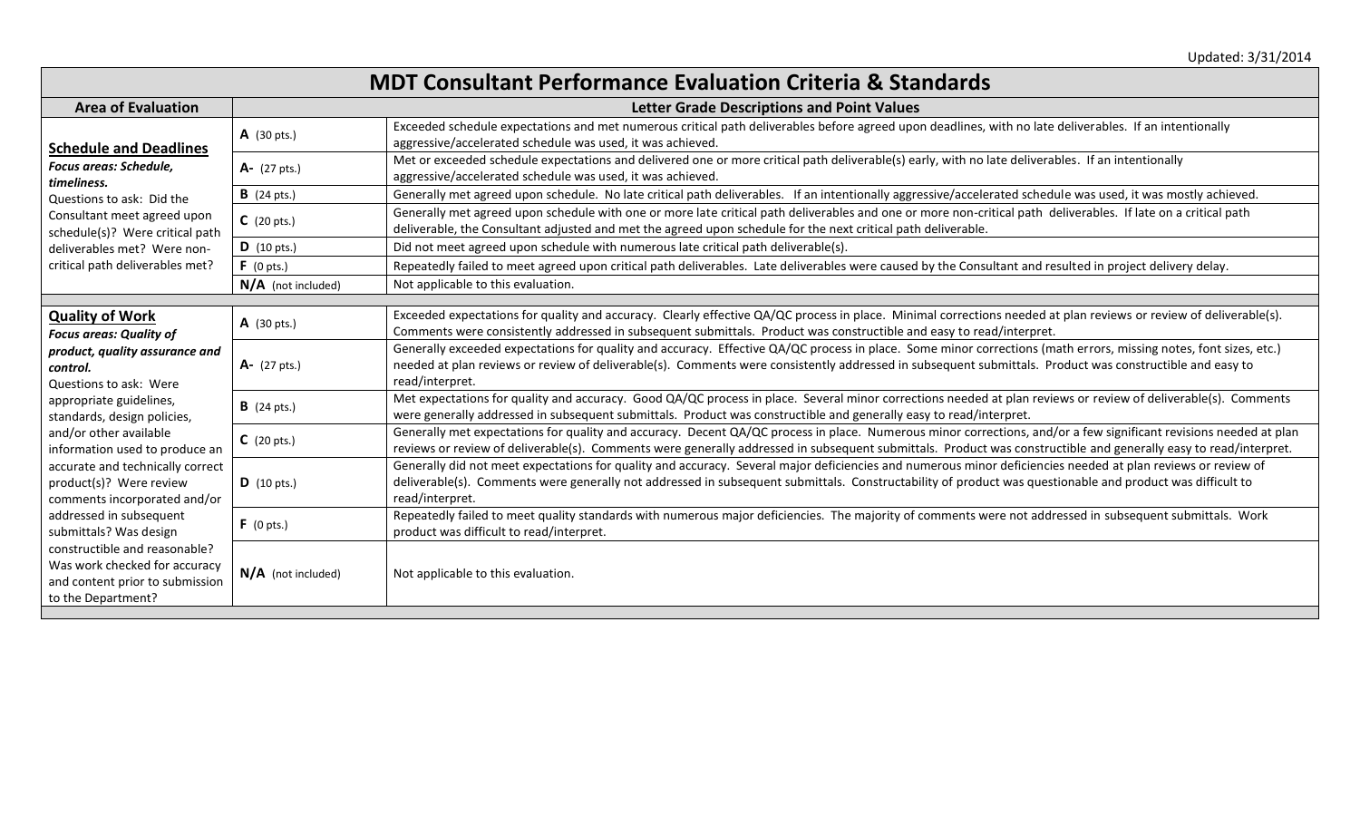Updated: 3/31/2014

# MDT Consultant Performance Evaluation Criteria & Standards

| Area of Evaluation | Letter Grade Descriptions and Point Values | |
|---|---|---|
| **Schedule and Deadlines**<br>***Focus areas: Schedule, timeliness.***<br>Questions to ask: Did the Consultant meet agreed upon schedule(s)? Were critical path deliverables met? Were non-critical path deliverables met? | **A** (30 pts.) | Exceeded schedule expectations and met numerous critical path deliverables before agreed upon deadlines, with no late deliverables. If an intentionally aggressive/accelerated schedule was used, it was achieved. |
| | **A-** (27 pts.) | Met or exceeded schedule expectations and delivered one or more critical path deliverable(s) early, with no late deliverables. If an intentionally aggressive/accelerated schedule was used, it was achieved. |
| | **B** (24 pts.) | Generally met agreed upon schedule. No late critical path deliverables. If an intentionally aggressive/accelerated schedule was used, it was mostly achieved. |
| | **C** (20 pts.) | Generally met agreed upon schedule with one or more late critical path deliverables and one or more non-critical path deliverables. If late on a critical path deliverable, the Consultant adjusted and met the agreed upon schedule for the next critical path deliverable. |
| | **D** (10 pts.) | Did not meet agreed upon schedule with numerous late critical path deliverable(s). |
| | **F** (0 pts.) | Repeatedly failed to meet agreed upon critical path deliverables. Late deliverables were caused by the Consultant and resulted in project delivery delay. |
| | **N/A** (not included) | Not applicable to this evaluation. |
| **Quality of Work**<br>***Focus areas: Quality of product, quality assurance and control.***<br>Questions to ask: Were appropriate guidelines, standards, design policies, and/or other available information used to produce an accurate and technically correct product(s)? Were review comments incorporated and/or addressed in subsequent submittals? Was design constructible and reasonable? Was work checked for accuracy and content prior to submission to the Department? | **A** (30 pts.) | Exceeded expectations for quality and accuracy. Clearly effective QA/QC process in place. Minimal corrections needed at plan reviews or review of deliverable(s). Comments were consistently addressed in subsequent submittals. Product was constructible and easy to read/interpret. |
| | **A-** (27 pts.) | Generally exceeded expectations for quality and accuracy. Effective QA/QC process in place. Some minor corrections (math errors, missing notes, font sizes, etc.) needed at plan reviews or review of deliverable(s). Comments were consistently addressed in subsequent submittals. Product was constructible and easy to read/interpret. |
| | **B** (24 pts.) | Met expectations for quality and accuracy. Good QA/QC process in place. Several minor corrections needed at plan reviews or review of deliverable(s). Comments were generally addressed in subsequent submittals. Product was constructible and generally easy to read/interpret. |
| | **C** (20 pts.) | Generally met expectations for quality and accuracy. Decent QA/QC process in place. Numerous minor corrections, and/or a few significant revisions needed at plan reviews or review of deliverable(s). Comments were generally addressed in subsequent submittals. Product was constructible and generally easy to read/interpret. |
| | **D** (10 pts.) | Generally did not meet expectations for quality and accuracy. Several major deficiencies and numerous minor deficiencies needed at plan reviews or review of deliverable(s). Comments were generally not addressed in subsequent submittals. Constructability of product was questionable and product was difficult to read/interpret. |
| | **F** (0 pts.) | Repeatedly failed to meet quality standards with numerous major deficiencies. The majority of comments were not addressed in subsequent submittals. Work product was difficult to read/interpret. |
| | **N/A** (not included) | Not applicable to this evaluation. |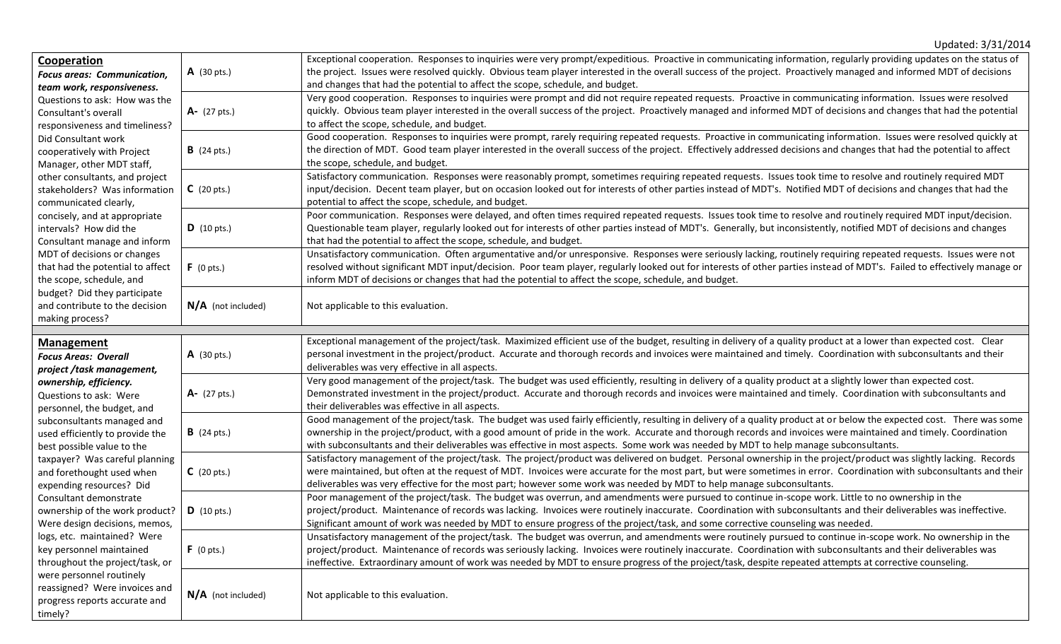Updated: 3/31/2014

| | | |
|---|---|---|
| **Cooperation**<br>***Focus areas: Communication, team work, responsiveness.***<br>Questions to ask: How was the Consultant's overall responsiveness and timeliness? Did Consultant work cooperatively with Project Manager, other MDT staff, other consultants, and project stakeholders? Was information communicated clearly, concisely, and at appropriate intervals? How did the Consultant manage and inform MDT of decisions or changes that had the potential to affect the scope, schedule, and budget? Did they participate and contribute to the decision making process? | **A** (30 pts.) | Exceptional cooperation. Responses to inquiries were very prompt/expeditious. Proactive in communicating information, regularly providing updates on the status of the project. Issues were resolved quickly. Obvious team player interested in the overall success of the project. Proactively managed and informed MDT of decisions and changes that had the potential to affect the scope, schedule, and budget. |
| | **A-** (27 pts.) | Very good cooperation. Responses to inquiries were prompt and did not require repeated requests. Proactive in communicating information. Issues were resolved quickly. Obvious team player interested in the overall success of the project. Proactively managed and informed MDT of decisions and changes that had the potential to affect the scope, schedule, and budget. |
| | **B** (24 pts.) | Good cooperation. Responses to inquiries were prompt, rarely requiring repeated requests. Proactive in communicating information. Issues were resolved quickly at the direction of MDT. Good team player interested in the overall success of the project. Effectively addressed decisions and changes that had the potential to affect the scope, schedule, and budget. |
| | **C** (20 pts.) | Satisfactory communication. Responses were reasonably prompt, sometimes requiring repeated requests. Issues took time to resolve and routinely required MDT input/decision. Decent team player, but on occasion looked out for interests of other parties instead of MDT's. Notified MDT of decisions and changes that had the potential to affect the scope, schedule, and budget. |
| | **D** (10 pts.) | Poor communication. Responses were delayed, and often times required repeated requests. Issues took time to resolve and routinely required MDT input/decision. Questionable team player, regularly looked out for interests of other parties instead of MDT's. Generally, but inconsistently, notified MDT of decisions and changes that had the potential to affect the scope, schedule, and budget. |
| | **F** (0 pts.) | Unsatisfactory communication. Often argumentative and/or unresponsive. Responses were seriously lacking, routinely requiring repeated requests. Issues were not resolved without significant MDT input/decision. Poor team player, regularly looked out for interests of other parties instead of MDT's. Failed to effectively manage or inform MDT of decisions or changes that had the potential to affect the scope, schedule, and budget. |
| | **N/A** (not included) | Not applicable to this evaluation. |
| **Management**<br>***Focus Areas: Overall project /task management, ownership, efficiency.***<br>Questions to ask: Were personnel, the budget, and subconsultants managed and used efficiently to provide the best possible value to the taxpayer? Was careful planning and forethought used when expending resources? Did Consultant demonstrate ownership of the work product? Were design decisions, memos, logs, etc. maintained? Were key personnel maintained throughout the project/task, or were personnel routinely reassigned? Were invoices and progress reports accurate and timely? | **A** (30 pts.) | Exceptional management of the project/task. Maximized efficient use of the budget, resulting in delivery of a quality product at a lower than expected cost. Clear personal investment in the project/product. Accurate and thorough records and invoices were maintained and timely. Coordination with subconsultants and their deliverables was very effective in all aspects. |
| | **A-** (27 pts.) | Very good management of the project/task. The budget was used efficiently, resulting in delivery of a quality product at a slightly lower than expected cost. Demonstrated investment in the project/product. Accurate and thorough records and invoices were maintained and timely. Coordination with subconsultants and their deliverables was effective in all aspects. |
| | **B** (24 pts.) | Good management of the project/task. The budget was used fairly efficiently, resulting in delivery of a quality product at or below the expected cost. There was some ownership in the project/product, with a good amount of pride in the work. Accurate and thorough records and invoices were maintained and timely. Coordination with subconsultants and their deliverables was effective in most aspects. Some work was needed by MDT to help manage subconsultants. |
| | **C** (20 pts.) | Satisfactory management of the project/task. The project/product was delivered on budget. Personal ownership in the project/product was slightly lacking. Records were maintained, but often at the request of MDT. Invoices were accurate for the most part, but were sometimes in error. Coordination with subconsultants and their deliverables was very effective for the most part; however some work was needed by MDT to help manage subconsultants. |
| | **D** (10 pts.) | Poor management of the project/task. The budget was overrun, and amendments were pursued to continue in-scope work. Little to no ownership in the project/product. Maintenance of records was lacking. Invoices were routinely inaccurate. Coordination with subconsultants and their deliverables was ineffective. Significant amount of work was needed by MDT to ensure progress of the project/task, and some corrective counseling was needed. |
| | **F** (0 pts.) | Unsatisfactory management of the project/task. The budget was overrun, and amendments were routinely pursued to continue in-scope work. No ownership in the project/product. Maintenance of records was seriously lacking. Invoices were routinely inaccurate. Coordination with subconsultants and their deliverables was ineffective. Extraordinary amount of work was needed by MDT to ensure progress of the project/task, despite repeated attempts at corrective counseling. |
| | **N/A** (not included) | Not applicable to this evaluation. |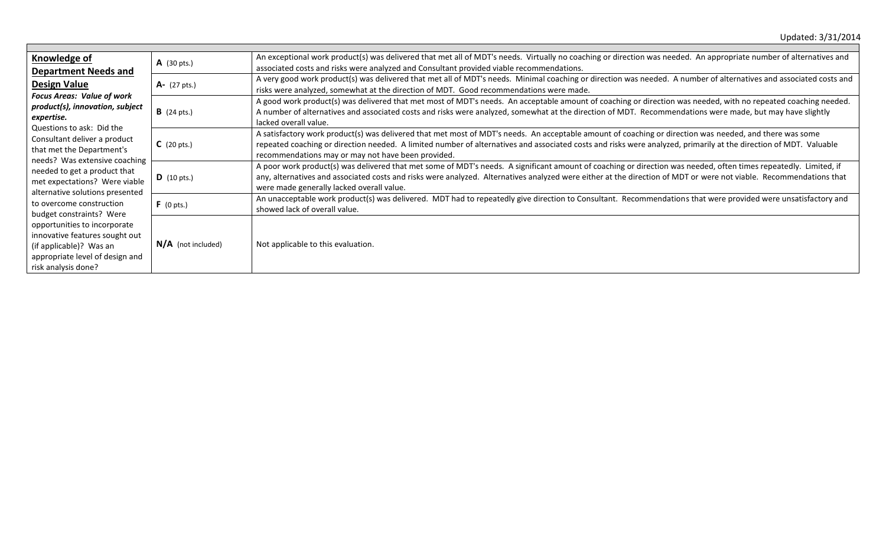| | | |
|---|---|---|
| **Knowledge of Department Needs and Design Value**<br>***Focus Areas: Value of work product(s), innovation, subject expertise.***<br>Questions to ask: Did the Consultant deliver a product that met the Department's needs? Was extensive coaching needed to get a product that met expectations? Were viable alternative solutions presented to overcome construction budget constraints? Were opportunities to incorporate innovative features sought out (if applicable)? Was an appropriate level of design and risk analysis done? | **A** (30 pts.) | An exceptional work product(s) was delivered that met all of MDT's needs. Virtually no coaching or direction was needed. An appropriate number of alternatives and associated costs and risks were analyzed and Consultant provided viable recommendations. |
| | **A-** (27 pts.) | A very good work product(s) was delivered that met all of MDT's needs. Minimal coaching or direction was needed. A number of alternatives and associated costs and risks were analyzed, somewhat at the direction of MDT. Good recommendations were made. |
| | **B** (24 pts.) | A good work product(s) was delivered that met most of MDT's needs. An acceptable amount of coaching or direction was needed, with no repeated coaching needed. A number of alternatives and associated costs and risks were analyzed, somewhat at the direction of MDT. Recommendations were made, but may have slightly lacked overall value. |
| | **C** (20 pts.) | A satisfactory work product(s) was delivered that met most of MDT's needs. An acceptable amount of coaching or direction was needed, and there was some repeated coaching or direction needed. A limited number of alternatives and associated costs and risks were analyzed, primarily at the direction of MDT. Valuable recommendations may or may not have been provided. |
| | **D** (10 pts.) | A poor work product(s) was delivered that met some of MDT's needs. A significant amount of coaching or direction was needed, often times repeatedly. Limited, if any, alternatives and associated costs and risks were analyzed. Alternatives analyzed were either at the direction of MDT or were not viable. Recommendations that were made generally lacked overall value. |
| | **F** (0 pts.) | An unacceptable work product(s) was delivered. MDT had to repeatedly give direction to Consultant. Recommendations that were provided were unsatisfactory and showed lack of overall value. |
| | **N/A** (not included) | Not applicable to this evaluation. |